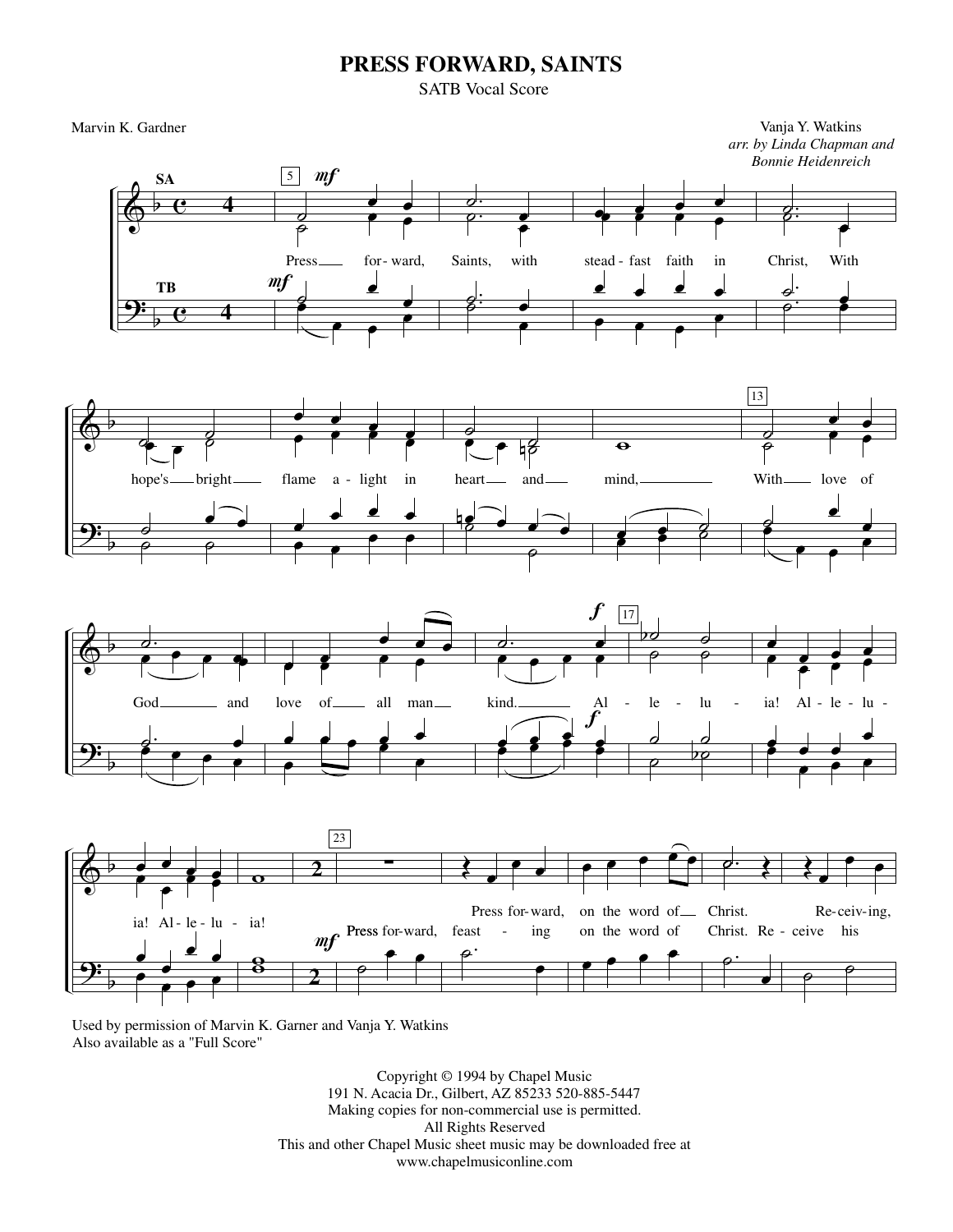# PRESS FORWARD, SAINTS

SATB Vocal Score

Marvin K. Gardner

Vanja Y. Watkins
*arr. by Linda Chapman and Bonnie Heidenreich*

Used by permission of Marvin K. Garner and Vanja Y. Watkins
Also available as a "Full Score"

Copyright © 1994 by Chapel Music
191 N. Acacia Dr., Gilbert, AZ 85233 520-885-5447
Making copies for non-commercial use is permitted.
All Rights Reserved
This and other Chapel Music sheet music may be downloaded free at
www.chapelmusiconline.com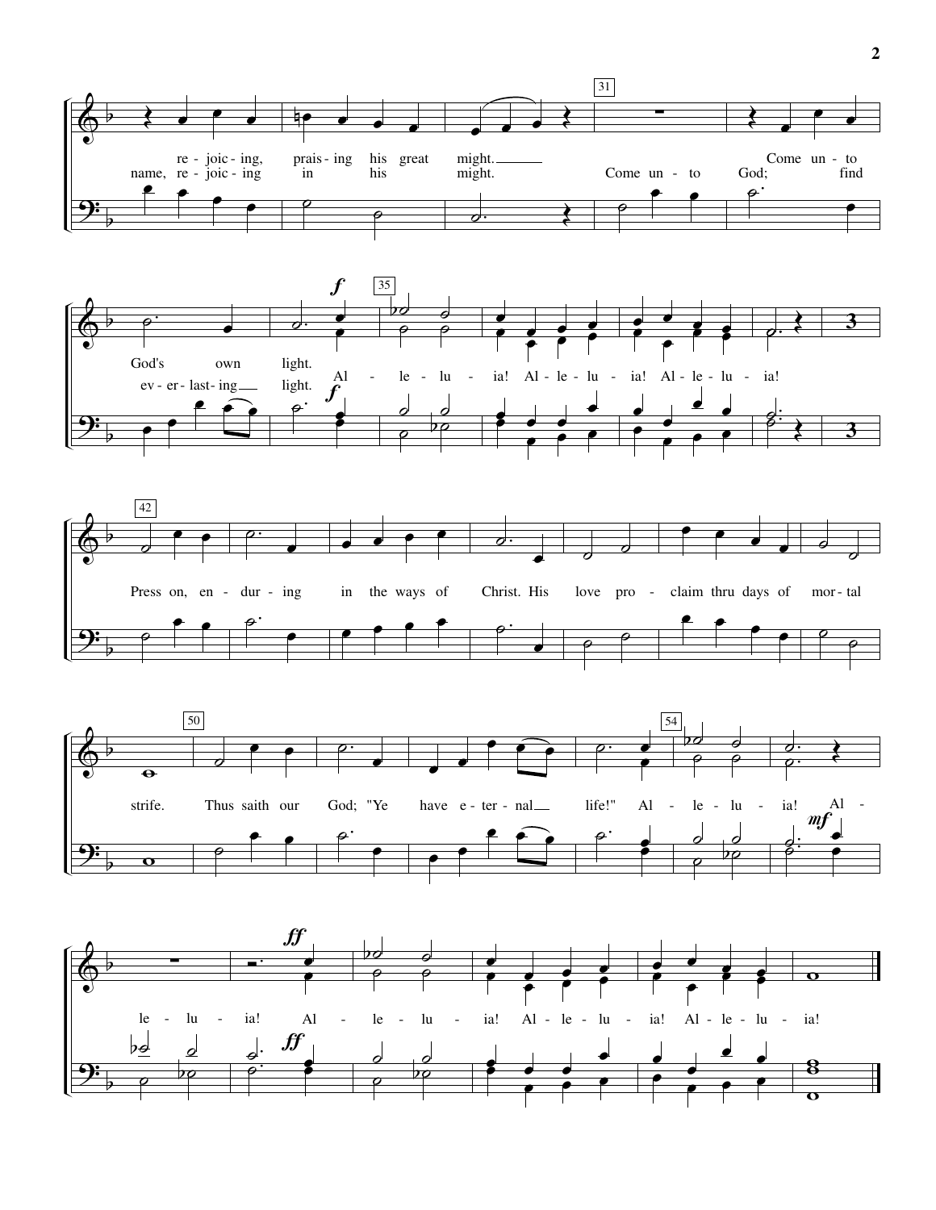re - joic - ing, prais - ing his great might.

name, re - joic - ing in his might. Come un - to God; find

Come un - to God's own light.

ev - er - last - ing light. Al - le - lu - ia! Al - le - lu - ia! Al - le - lu - ia!

Press on, en - dur - ing in the ways of Christ. His love pro - claim thru days of mor - tal strife.

Thus saith our God; "Ye have e - ter - nal life!" Al - le - lu - ia! Al - le - lu - ia! Al - le - lu - ia! Al - le - lu - ia! Al - le - lu - ia!